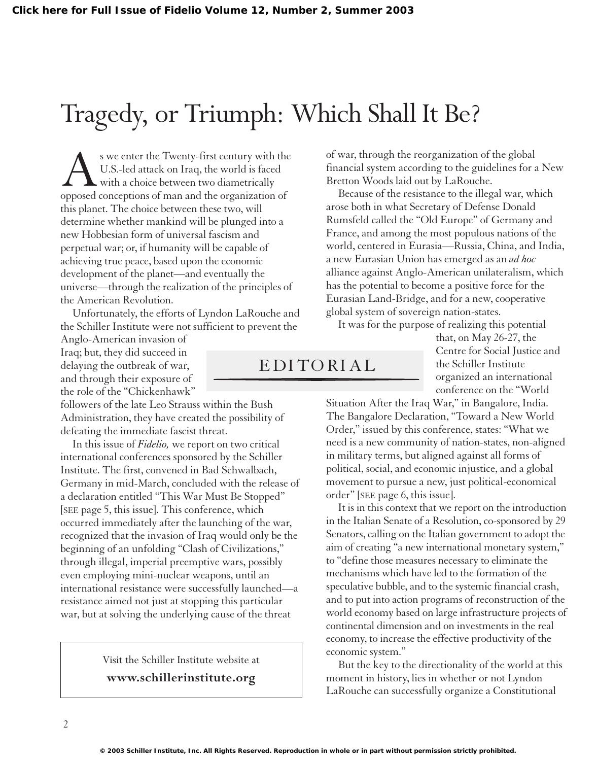# Tragedy, or Triumph: Which Shall It Be?

## EDITORIAL

As we enter the Twenty-first century with the U.S.-led attack on Iraq, the world is faced with a choice between two diametrically opposed conceptions of man and the organization of this planet. The choice between these two, will determine whether mankind will be plunged into a new Hobbesian form of universal fascism and perpetual war; or, if humanity will be capable of achieving true peace, based upon the economic development of the planet—and eventually the universe—through the realization of the principles of the American Revolution.

Unfortunately, the efforts of Lyndon LaRouche and the Schiller Institute were not sufficient to prevent the Anglo-American invasion of Iraq; but, they did succeed in delaying the outbreak of war, and through their exposure of the role of the "Chickenhawk" followers of the late Leo Strauss within the Bush Administration, they have created the possibility of defeating the immediate fascist threat.

In this issue of *Fidelio,* we report on two critical international conferences sponsored by the Schiller Institute. The first, convened in Bad Schwalbach, Germany in mid-March, concluded with the release of a declaration entitled "This War Must Be Stopped" [SEE page 5, this issue]. This conference, which occurred immediately after the launching of the war, recognized that the invasion of Iraq would only be the beginning of an unfolding "Clash of Civilizations," through illegal, imperial preemptive wars, possibly even employing mini-nuclear weapons, until an international resistance were successfully launched—a resistance aimed not just at stopping this particular war, but at solving the underlying cause of the threat of war, through the reorganization of the global financial system according to the guidelines for a New Bretton Woods laid out by LaRouche.

Because of the resistance to the illegal war, which arose both in what Secretary of Defense Donald Rumsfeld called the "Old Europe" of Germany and France, and among the most populous nations of the world, centered in Eurasia—Russia, China, and India, a new Eurasian Union has emerged as an *ad hoc* alliance against Anglo-American unilateralism, which has the potential to become a positive force for the Eurasian Land-Bridge, and for a new, cooperative global system of sovereign nation-states.

It was for the purpose of realizing this potential that, on May 26-27, the Centre for Social Justice and the Schiller Institute organized an international conference on the "World Situation After the Iraq War," in Bangalore, India. The Bangalore Declaration, "Toward a New World Order," issued by this conference, states: "What we need is a new community of nation-states, non-aligned in military terms, but aligned against all forms of political, social, and economic injustice, and a global movement to pursue a new, just political-economical order" [SEE page 6, this issue].

It is in this context that we report on the introduction in the Italian Senate of a Resolution, co-sponsored by 29 Senators, calling on the Italian government to adopt the aim of creating "a new international monetary system," to "define those measures necessary to eliminate the mechanisms which have led to the formation of the speculative bubble, and to the systemic financial crash, and to put into action programs of reconstruction of the world economy based on large infrastructure projects of continental dimension and on investments in the real economy, to increase the effective productivity of the economic system."

But the key to the directionality of the world at this moment in history, lies in whether or not Lyndon LaRouche can successfully organize a Constitutional

Visit the Schiller Institute website at
**www.schillerinstitute.org**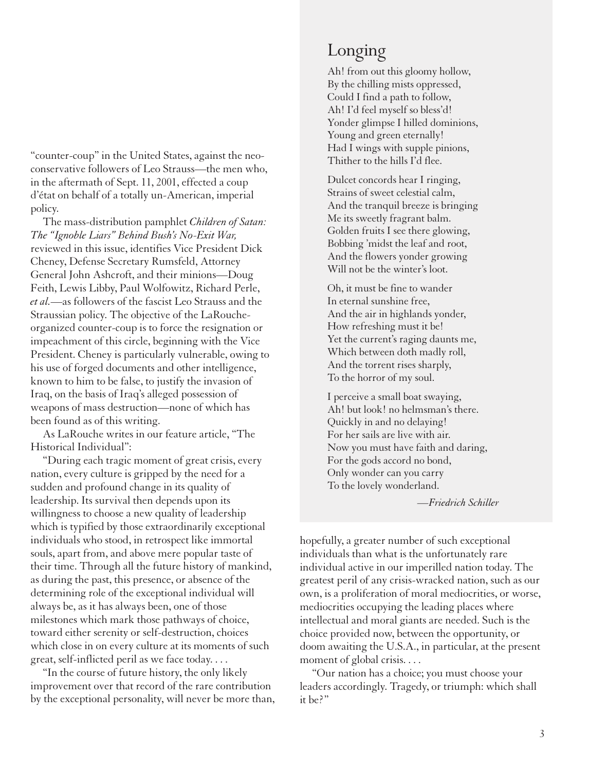"counter-coup" in the United States, against the neo-conservative followers of Leo Strauss—the men who, in the aftermath of Sept. 11, 2001, effected a coup d'état on behalf of a totally un-American, imperial policy.

The mass-distribution pamphlet *Children of Satan: The "Ignoble Liars" Behind Bush's No-Exit War,* reviewed in this issue, identifies Vice President Dick Cheney, Defense Secretary Rumsfeld, Attorney General John Ashcroft, and their minions—Doug Feith, Lewis Libby, Paul Wolfowitz, Richard Perle, *et al.*—as followers of the fascist Leo Strauss and the Straussian policy. The objective of the LaRouche-organized counter-coup is to force the resignation or impeachment of this circle, beginning with the Vice President. Cheney is particularly vulnerable, owing to his use of forged documents and other intelligence, known to him to be false, to justify the invasion of Iraq, on the basis of Iraq's alleged possession of weapons of mass destruction—none of which has been found as of this writing.

As LaRouche writes in our feature article, "The Historical Individual":

"During each tragic moment of great crisis, every nation, every culture is gripped by the need for a sudden and profound change in its quality of leadership. Its survival then depends upon its willingness to choose a new quality of leadership which is typified by those extraordinarily exceptional individuals who stood, in retrospect like immortal souls, apart from, and above mere popular taste of their time. Through all the future history of mankind, as during the past, this presence, or absence of the determining role of the exceptional individual will always be, as it has always been, one of those milestones which mark those pathways of choice, toward either serenity or self-destruction, choices which close in on every culture at its moments of such great, self-inflicted peril as we face today. . . .

"In the course of future history, the only likely improvement over that record of the rare contribution by the exceptional personality, will never be more than, hopefully, a greater number of such exceptional individuals than what is the unfortunately rare individual active in our imperilled nation today. The greatest peril of any crisis-wracked nation, such as our own, is a proliferation of moral mediocrities, or worse, mediocrities occupying the leading places where intellectual and moral giants are needed. Such is the choice provided now, between the opportunity, or doom awaiting the U.S.A., in particular, at the present moment of global crisis. . . .

"Our nation has a choice; you must choose your leaders accordingly. Tragedy, or triumph: which shall it be?"

## Longing

Ah! from out this gloomy hollow,
By the chilling mists oppressed,
Could I find a path to follow,
Ah! I'd feel myself so bless'd!
Yonder glimpse I hilled dominions,
Young and green eternally!
Had I wings with supple pinions,
Thither to the hills I'd flee.

Dulcet concords hear I ringing,
Strains of sweet celestial calm,
And the tranquil breeze is bringing
Me its sweetly fragrant balm.
Golden fruits I see there glowing,
Bobbing 'midst the leaf and root,
And the flowers yonder growing
Will not be the winter's loot.

Oh, it must be fine to wander
In eternal sunshine free,
And the air in highlands yonder,
How refreshing must it be!
Yet the current's raging daunts me,
Which between doth madly roll,
And the torrent rises sharply,
To the horror of my soul.

I perceive a small boat swaying,
Ah! but look! no helmsman's there.
Quickly in and no delaying!
For her sails are live with air.
Now you must have faith and daring,
For the gods accord no bond,
Only wonder can you carry
To the lovely wonderland.

—*Friedrich Schiller*